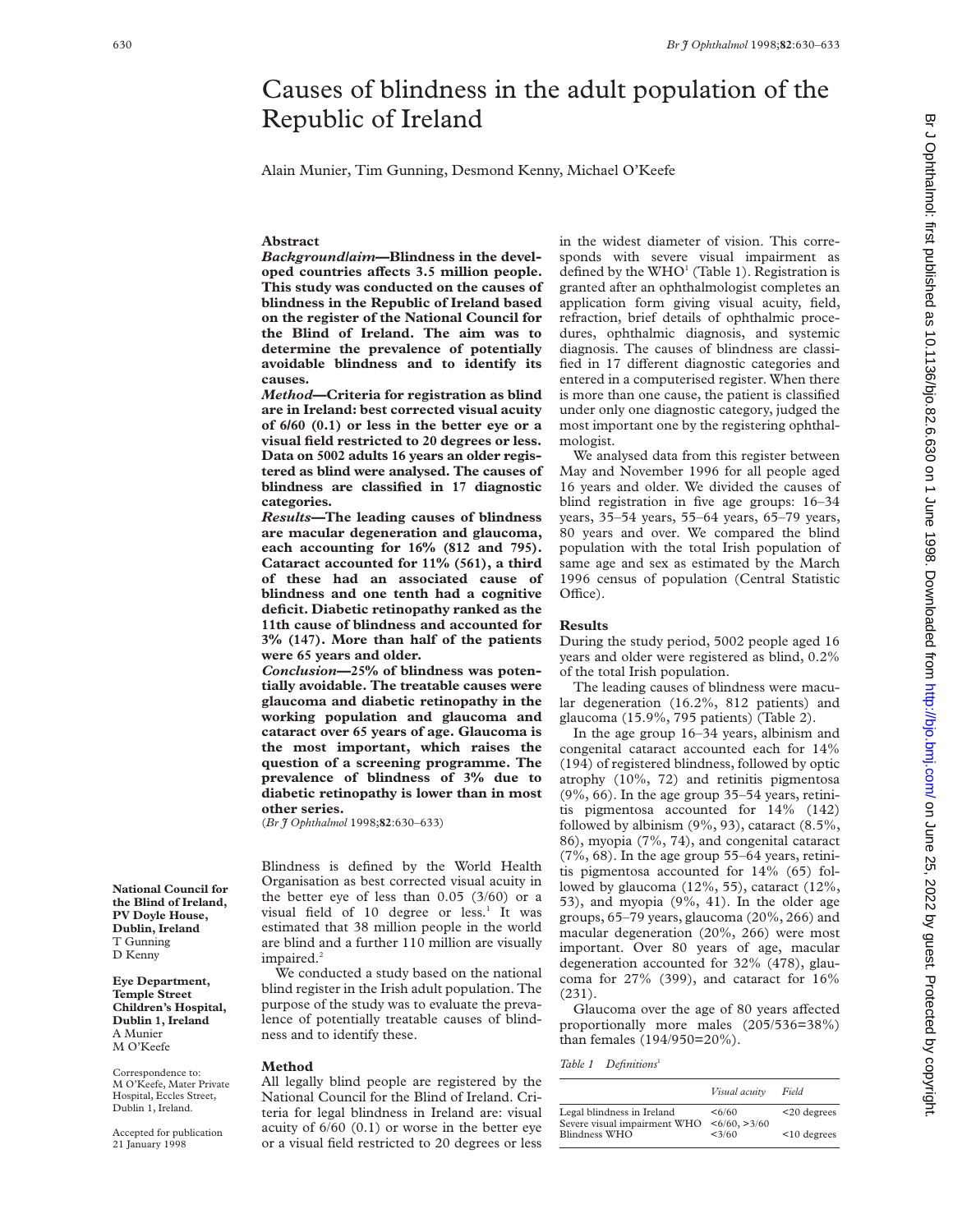# Causes of blindness in the adult population of the Republic of Ireland

Alain Munier, Tim Gunning, Desmond Kenny, Michael O'Keefe

## Abstract

***Background/aim*—Blindness in the developed countries affects 3.5 million people. This study was conducted on the causes of blindness in the Republic of Ireland based on the register of the National Council for the Blind of Ireland. The aim was to determine the prevalence of potentially avoidable blindness and to identify its causes.**

***Method*—Criteria for registration as blind are in Ireland: best corrected visual acuity of 6/60 (0.1) or less in the better eye or a visual field restricted to 20 degrees or less. Data on 5002 adults 16 years an older registered as blind were analysed. The causes of blindness are classified in 17 diagnostic categories.**

***Results*—The leading causes of blindness are macular degeneration and glaucoma, each accounting for 16% (812 and 795). Cataract accounted for 11% (561), a third of these had an associated cause of blindness and one tenth had a cognitive deficit. Diabetic retinopathy ranked as the 11th cause of blindness and accounted for 3% (147). More than half of the patients were 65 years and older.**

***Conclusion*—25% of blindness was potentially avoidable. The treatable causes were glaucoma and diabetic retinopathy in the working population and glaucoma and cataract over 65 years of age. Glaucoma is the most important, which raises the question of a screening programme. The prevalence of blindness of 3% due to diabetic retinopathy is lower than in most other series.**

(*Br J Ophthalmol* 1998;**82**:630–633)

Blindness is defined by the World Health Organisation as best corrected visual acuity in the better eye of less than 0.05 (3/60) or a visual field of 10 degree or less.[1] It was estimated that 38 million people in the world are blind and a further 110 million are visually impaired.[2]

We conducted a study based on the national blind register in the Irish adult population. The purpose of the study was to evaluate the prevalence of potentially treatable causes of blindness and to identify these.

**National Council for the Blind of Ireland, PV Doyle House, Dublin, Ireland**
T Gunning
D Kenny

**Eye Department, Temple Street Children's Hospital, Dublin 1, Ireland**
A Munier
M O'Keefe

Correspondence to: M O'Keefe, Mater Private Hospital, Eccles Street, Dublin 1, Ireland.

Accepted for publication 21 January 1998

## Method

All legally blind people are registered by the National Council for the Blind of Ireland. Criteria for legal blindness in Ireland are: visual acuity of 6/60 (0.1) or worse in the better eye or a visual field restricted to 20 degrees or less in the widest diameter of vision. This corresponds with severe visual impairment as defined by the WHO[1] (Table 1). Registration is granted after an ophthalmologist completes an application form giving visual acuity, field, refraction, brief details of ophthalmic procedures, ophthalmic diagnosis, and systemic diagnosis. The causes of blindness are classified in 17 different diagnostic categories and entered in a computerised register. When there is more than one cause, the patient is classified under only one diagnostic category, judged the most important one by the registering ophthalmologist.

We analysed data from this register between May and November 1996 for all people aged 16 years and older. We divided the causes of blind registration in five age groups: 16–34 years, 35–54 years, 55–64 years, 65–79 years, 80 years and over. We compared the blind population with the total Irish population of same age and sex as estimated by the March 1996 census of population (Central Statistic Office).

## Results

During the study period, 5002 people aged 16 years and older were registered as blind, 0.2% of the total Irish population.

The leading causes of blindness were macular degeneration (16.2%, 812 patients) and glaucoma (15.9%, 795 patients) (Table 2).

In the age group 16–34 years, albinism and congenital cataract accounted each for 14% (194) of registered blindness, followed by optic atrophy (10%, 72) and retinitis pigmentosa (9%, 66). In the age group 35–54 years, retinitis pigmentosa accounted for 14% (142) followed by albinism (9%, 93), cataract (8.5%, 86), myopia (7%, 74), and congenital cataract (7%, 68). In the age group 55–64 years, retinitis pigmentosa accounted for 14% (65) followed by glaucoma (12%, 55), cataract (12%, 53), and myopia (9%, 41). In the older age groups, 65–79 years, glaucoma (20%, 266) and macular degeneration (20%, 266) were most important. Over 80 years of age, macular degeneration accounted for 32% (478), glaucoma for 27% (399), and cataract for 16% (231).

Glaucoma over the age of 80 years affected proportionally more males (205/536=38%) than females (194/950=20%).

*Table 1 Definitions*[1]

| | Visual acuity | Field |
|---|---|---|
| Legal blindness in Ireland | <6/60 | <20 degrees |
| Severe visual impairment WHO | <6/60, >3/60 | |
| Blindness WHO | <3/60 | <10 degrees |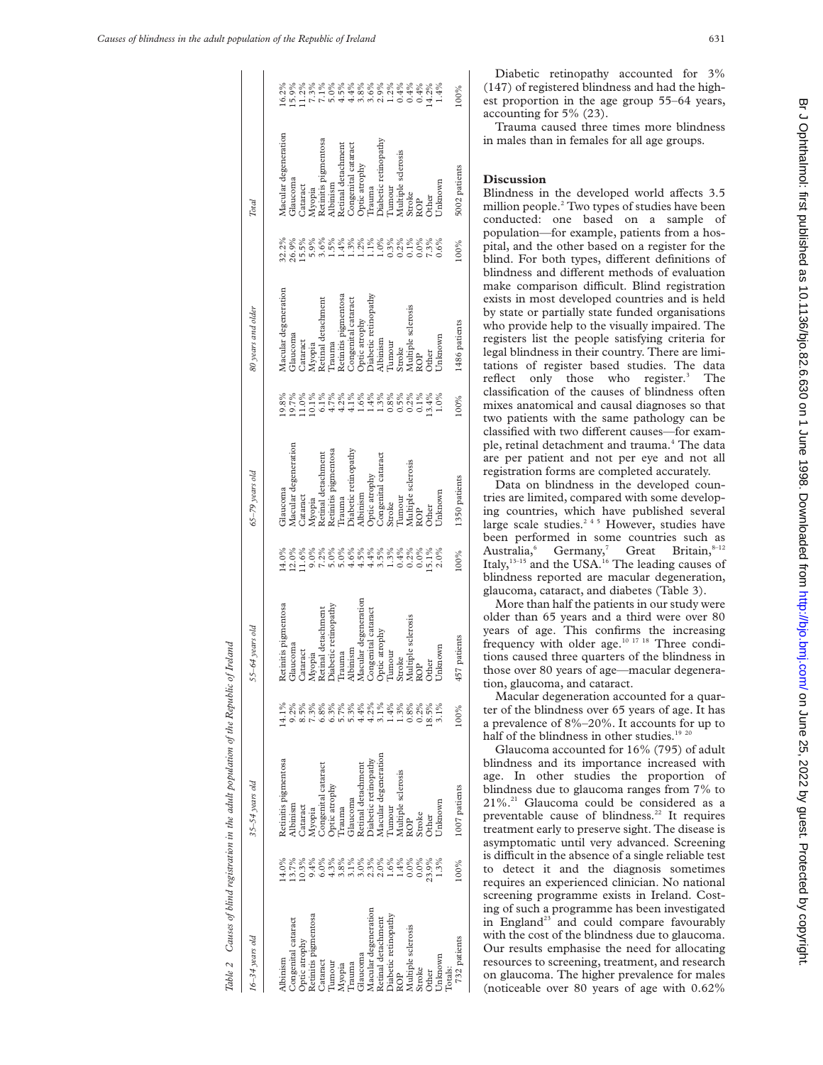Table 2 Causes of blind registration in the adult population of the Republic of Ireland

| 16–34 years old | | 35–54 years old | | 55–64 years old | | 65–79 years old | | 80 years and older | | Total | |
|---|---|---|---|---|---|---|---|---|---|---|---|
| Albinism | 14.0% | Retinitis pigmentosa | 14.1% | Retinitis pigmentosa | 14.0% | Glaucoma | 19.8% | Macular degeneration | 32.2% | Macular degeneration | 16.2% |
| Congenital cataract | 13.7% | Albinism | 9.2% | Glaucoma | 12.0% | Macular degeneration | 19.7% | Glaucoma | 26.9% | Glaucoma | 15.9% |
| Optic atrophy | 10.3% | Cataract | 8.5% | Cataract | 11.6% | Cataract | 11.0% | Cataract | 15.5% | Cataract | 11.2% |
| Retinitis pigmentosa | 9.4% | Myopia | 7.3% | Myopia | 9.0% | Myopia | 10.1% | Myopia | 5.9% | Myopia | 7.3% |
| Cataract | 6.0% | Congenital cataract | 6.8% | Retinal detachment | 7.2% | Retinal detachment | 6.1% | Retinal detachment | 3.6% | Retinitis pigmentosa | 7.1% |
| Tumour | 4.3% | Optic atrophy | 6.3% | Diabetic retinopathy | 5.0% | Retinitis pigmentosa | 4.7% | Trauma | 1.5% | Albinism | 5.0% |
| Myopia | 3.8% | Trauma | 5.7% | Trauma | 5.0% | Trauma | 4.2% | Retinitis pigmentosa | 1.4% | Trauma | 4.5% |
| Trauma | 3.1% | Glaucoma | 5.3% | Albinism | 4.6% | Diabetic retinopathy | 4.1% | Congenital cataract | 1.3% | Retinal detachment | 4.4% |
| Glaucoma | 3.0% | Retinal detachment | 4.4% | Macular degeneration | 4.5% | Albinism | 1.6% | Optic atrophy | 1.2% | Congenital cataract | 3.8% |
| Macular degeneration | 2.3% | Diabetic retinopathy | 4.2% | Congenital cataract | 4.4% | Optic atrophy | 1.4% | Diabetic retinopathy | 1.1% | Optic atrophy | 3.6% |
| Retinal detachment | 2.0% | Macular degeneration | 3.1% | Optic atrophy | 3.5% | Congenital cataract | 1.3% | Albinism | 1.0% | Trauma | 2.9% |
| Diabetic retinopathy | 1.6% | Tumour | 1.4% | Tumour | 1.3% | Stroke | 0.8% | Tumour | 0.3% | Diabetic retinopathy | 1.2% |
| ROP | 1.4% | Multiple sclerosis | 1.3% | Stroke | 0.4% | Tumour | 0.5% | Stroke | 0.2% | Tumour | 0.4% |
| Multiple sclerosis | 0.0% | ROP | 0.8% | Multiple sclerosis | 0.2% | Multiple sclerosis | 0.2% | Multiple sclerosis | 0.1% | Multiple sclerosis | 0.4% |
| Stroke | 0.0% | Stroke | 0.2% | ROP | 0.0% | ROP | 0.1% | ROP | 0.0% | Stroke | 0.4% |
| Other | 23.9% | Other | 18.5% | Other | 15.1% | Other | 13.4% | Other | 7.3% | ROP | 14.2% |
| Unknown | 1.3% | Unknown | 3.1% | Unknown | 2.0% | Unknown | 1.0% | Unknown | 0.6% | Other | 1.4% |
| Totals: 732 patients | 100% | 1007 patients | 100% | 457 patients | 100% | 1350 patients | 100% | 1486 patients | 100% | Unknown 5002 patients | 100% |

Diabetic retinopathy accounted for 3% (147) of registered blindness and had the highest proportion in the age group 55–64 years, accounting for 5% (23).

Trauma caused three times more blindness in males than in females for all age groups.

## Discussion

Blindness in the developed world affects 3.5 million people.[2] Two types of studies have been conducted: one based on a sample of population—for example, patients from a hospital, and the other based on a register for the blind. For both types, different definitions of blindness and different methods of evaluation make comparison difficult. Blind registration exists in most developed countries and is held by state or partially state funded organisations who provide help to the visually impaired. The registers list the people satisfying criteria for legal blindness in their country. There are limitations of register based studies. The data reflect only those who register.[3] The classification of the causes of blindness often mixes anatomical and causal diagnoses so that two patients with the same pathology can be classified with two different causes—for example, retinal detachment and trauma.[4] The data are per patient and not per eye and not all registration forms are completed accurately.

Data on blindness in the developed countries are limited, compared with some developing countries, which have published several large scale studies.[2 4 5] However, studies have been performed in some countries such as Australia,[6] Germany,[7] Great Britain,[8–12] Italy,[13–15] and the USA.[16] The leading causes of blindness reported are macular degeneration, glaucoma, cataract, and diabetes (Table 3).

More than half the patients in our study were older than 65 years and a third were over 80 years of age. This confirms the increasing frequency with older age.[10 17 18] Three conditions caused three quarters of the blindness in those over 80 years of age—macular degeneration, glaucoma, and cataract.

Macular degeneration accounted for a quarter of the blindness over 65 years of age. It has a prevalence of 8%–20%. It accounts for up to half of the blindness in other studies.[19 20]

Glaucoma accounted for 16% (795) of adult blindness and its importance increased with age. In other studies the proportion of blindness due to glaucoma ranges from 7% to 21%.[21] Glaucoma could be considered as a preventable cause of blindness.[22] It requires treatment early to preserve sight. The disease is asymptomatic until very advanced. Screening is difficult in the absence of a single reliable test to detect it and the diagnosis sometimes requires an experienced clinician. No national screening programme exists in Ireland. Costing of such a programme has been investigated in England[23] and could compare favourably with the cost of the blindness due to glaucoma. Our results emphasise the need for allocating resources to screening, treatment, and research on glaucoma. The higher prevalence for males (noticeable over 80 years of age with 0.62%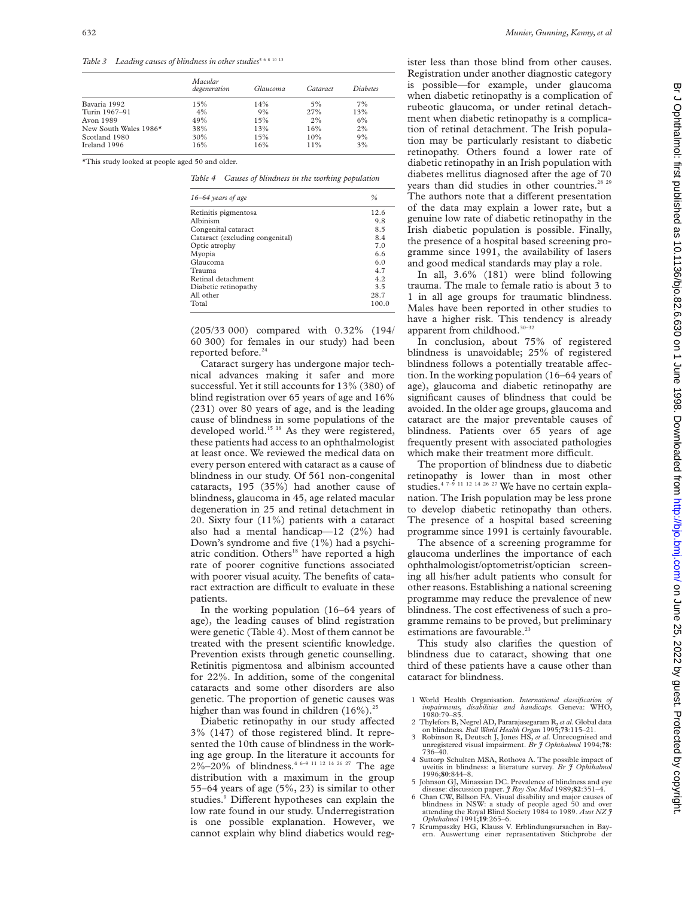*Table 3 Leading causes of blindness in other studies*[5 6 8 10 13]

| | Macular degeneration | Glaucoma | Cataract | Diabetes |
|---|---|---|---|---|
| Bavaria 1992 | 15% | 14% | 5% | 7% |
| Turin 1967–91 | 4% | 9% | 27% | 13% |
| Avon 1989 | 49% | 15% | 2% | 6% |
| New South Wales 1986* | 38% | 13% | 16% | 2% |
| Scotland 1980 | 30% | 15% | 10% | 9% |
| Ireland 1996 | 16% | 16% | 11% | 3% |

*This study looked at people aged 50 and older.

*Table 4 Causes of blindness in the working population*

| 16–64 years of age | % |
|---|---|
| Retinitis pigmentosa | 12.6 |
| Albinism | 9.8 |
| Congenital cataract | 8.5 |
| Cataract (excluding congenital) | 8.4 |
| Optic atrophy | 7.0 |
| Myopia | 6.6 |
| Glaucoma | 6.0 |
| Trauma | 4.7 |
| Retinal detachment | 4.2 |
| Diabetic retinopathy | 3.5 |
| All other | 28.7 |
| Total | 100.0 |

(205/33 000) compared with 0.32% (194/60 300) for females in our study) had been reported before.[24]

Cataract surgery has undergone major technical advances making it safer and more successful. Yet it still accounts for 13% (380) of blind registration over 65 years of age and 16% (231) over 80 years of age, and is the leading cause of blindness in some populations of the developed world.[15 18] As they were registered, these patients had access to an ophthalmologist at least once. We reviewed the medical data on every person entered with cataract as a cause of blindness in our study. Of 561 non-congenital cataracts, 195 (35%) had another cause of blindness, glaucoma in 45, age related macular degeneration in 25 and retinal detachment in 20. Sixty four (11%) patients with a cataract also had a mental handicap—12 (2%) had Down's syndrome and five (1%) had a psychiatric condition. Others[18] have reported a high rate of poorer cognitive functions associated with poorer visual acuity. The benefits of cataract extraction are difficult to evaluate in these patients.

In the working population (16–64 years of age), the leading causes of blind registration were genetic (Table 4). Most of them cannot be treated with the present scientific knowledge. Prevention exists through genetic counselling. Retinitis pigmentosa and albinism accounted for 22%. In addition, some of the congenital cataracts and some other disorders are also genetic. The proportion of genetic causes was higher than was found in children (16%).[25]

Diabetic retinopathy in our study affected 3% (147) of those registered blind. It represented the 10th cause of blindness in the working age group. In the literature it accounts for 2%–20% of blindness.[4 6–9 11 12 14 26 27] The age distribution with a maximum in the group 55–64 years of age (5%, 23) is similar to other studies.[9] Different hypotheses can explain the low rate found in our study. Underregistration is one possible explanation. However, we cannot explain why blind diabetics would register less than those blind from other causes. Registration under another diagnostic category is possible—for example, under glaucoma when diabetic retinopathy is a complication of rubeotic glaucoma, or under retinal detachment when diabetic retinopathy is a complication of retinal detachment. The Irish population may be particularly resistant to diabetic retinopathy. Others found a lower rate of diabetic retinopathy in an Irish population with diabetes mellitus diagnosed after the age of 70 years than did studies in other countries.[28 29] The authors note that a different presentation of the data may explain a lower rate, but a genuine low rate of diabetic retinopathy in the Irish diabetic population is possible. Finally, the presence of a hospital based screening programme since 1991, the availability of lasers and good medical standards may play a role.

In all, 3.6% (181) were blind following trauma. The male to female ratio is about 3 to 1 in all age groups for traumatic blindness. Males have been reported in other studies to have a higher risk. This tendency is already apparent from childhood.[30–32]

In conclusion, about 75% of registered blindness is unavoidable; 25% of registered blindness follows a potentially treatable affection. In the working population (16–64 years of age), glaucoma and diabetic retinopathy are significant causes of blindness that could be avoided. In the older age groups, glaucoma and cataract are the major preventable causes of blindness. Patients over 65 years of age frequently present with associated pathologies which make their treatment more difficult.

The proportion of blindness due to diabetic retinopathy is lower than in most other studies.[4 7–9 11 12 14 26 27] We have no certain explanation. The Irish population may be less prone to develop diabetic retinopathy than others. The presence of a hospital based screening programme since 1991 is certainly favourable.

The absence of a screening programme for glaucoma underlines the importance of each ophthalmologist/optometrist/optician screening all his/her adult patients who consult for other reasons. Establishing a national screening programme may reduce the prevalence of new blindness. The cost effectiveness of such a programme remains to be proved, but preliminary estimations are favourable.[23]

This study also clarifies the question of blindness due to cataract, showing that one third of these patients have a cause other than cataract for blindness.

1 World Health Organisation. *International classification of impairments, disabilities and handicaps.* Geneva: WHO, 1980:79–85.
2 Thylefors B, Negrel AD, Pararajasegaram R, *et al*. Global data on blindness. *Bull World Health Organ* 1995;**73**:115–21.
3 Robinson R, Deutsch J, Jones HS, *et al*. Unrecognised and unregistered visual impairment. *Br J Ophthalmol* 1994;**78**: 736–40.
4 Suttorp Schulten MSA, Rothova A. The possible impact of uveitis in blindness: a literature survey. *Br J Ophthalmol* 1996;**80**:844–8.
5 Johnson GJ, Minassian DC. Prevalence of blindness and eye disease: discussion paper. *J Roy Soc Med* 1989;**82**:351–4.
6 Chan CW, Billson FA. Visual disability and major causes of blindness in NSW: a study of people aged 50 and over attending the Royal Blind Society 1984 to 1989. *Aust NZ J Ophthalmol* 1991;**19**:265–6.
7 Krumpaszky HG, Klauss V. Erblindungsursachen in Bayern. Auswertung einer reprasentativen Stichprobe der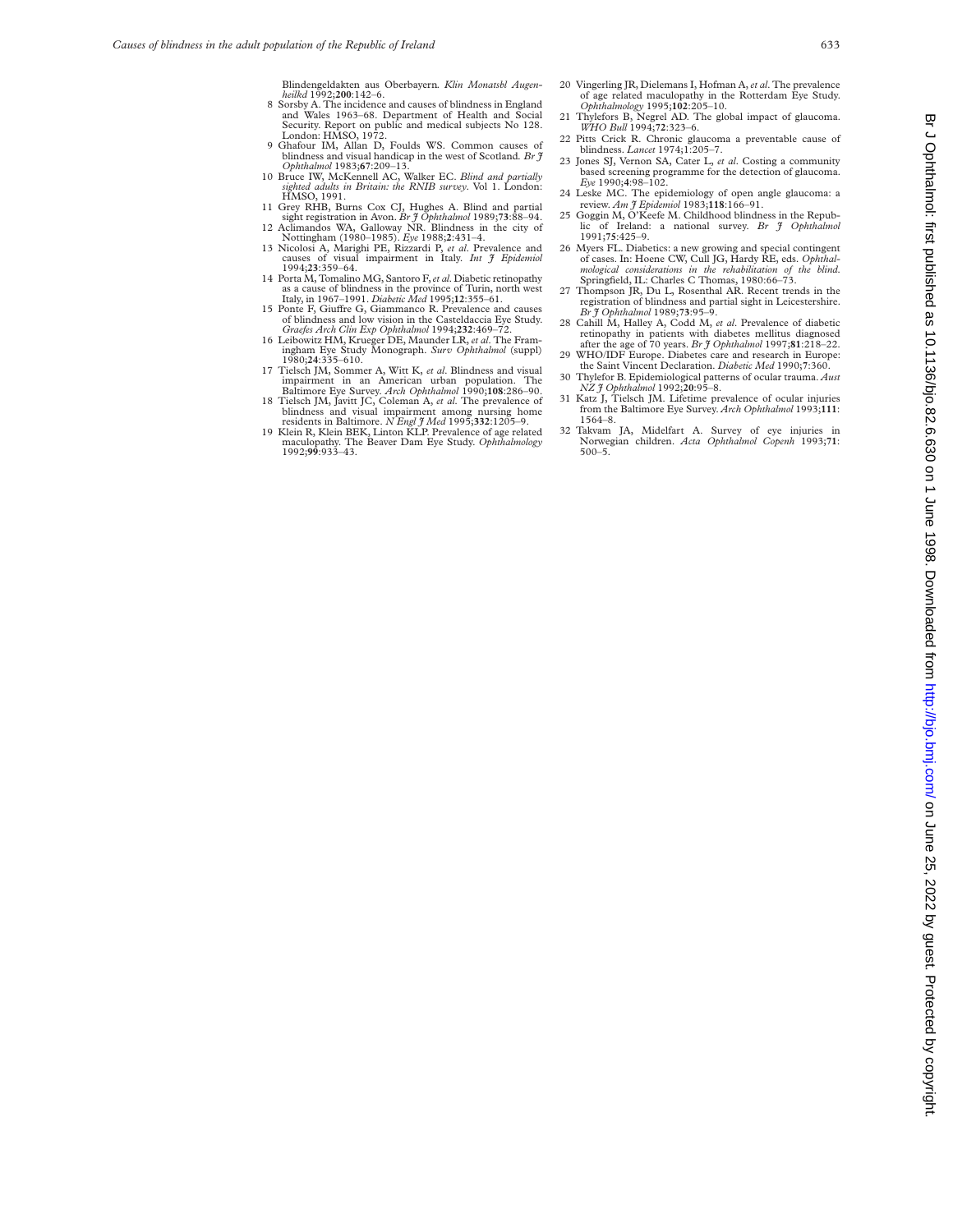Blindengeldakten aus Oberbayern. *Klin Monatsbl Augenheilkd* 1992;**200**:142–6.

8 Sorsby A. The incidence and causes of blindness in England and Wales 1963–68. Department of Health and Social Security. Report on public and medical subjects No 128. London: HMSO, 1972.
9 Ghafour IM, Allan D, Foulds WS. Common causes of blindness and visual handicap in the west of Scotland. *Br J Ophthalmol* 1983;**67**:209–13.
10 Bruce IW, McKennell AC, Walker EC. *Blind and partially sighted adults in Britain: the RNIB survey*. Vol 1. London: HMSO, 1991.
11 Grey RHB, Burns Cox CJ, Hughes A. Blind and partial sight registration in Avon. *Br J Ophthalmol* 1989;**73**:88–94.
12 Aclimandos WA, Galloway NR. Blindness in the city of Nottingham (1980–1985). *Eye* 1988;**2**:431–4.
13 Nicolosi A, Marighi PE, Rizzardi P, *et al*. Prevalence and causes of visual impairment in Italy. *Int J Epidemiol* 1994;**23**:359–64.
14 Porta M, Tomalino MG, Santoro F, *et al*. Diabetic retinopathy as a cause of blindness in the province of Turin, north west Italy, in 1967–1991. *Diabetic Med* 1995;**12**:355–61.
15 Ponte F, Giuffre G, Giammanco R. Prevalence and causes of blindness and low vision in the Casteldaccia Eye Study. *Graefes Arch Clin Exp Ophthalmol* 1994;**232**:469–72.
16 Leibowitz HM, Krueger DE, Maunder LR, *et al*. The Framingham Eye Study Monograph. *Surv Ophthalmol* (suppl) 1980;**24**:335–610.
17 Tielsch JM, Sommer A, Witt K, *et al*. Blindness and visual impairment in an American urban population. The Baltimore Eye Survey. *Arch Ophthalmol* 1990;**108**:286–90.
18 Tielsch JC, Javitt JC, Coleman A, *et al*. The prevalence of blindness and visual impairment among nursing home residents in Baltimore. *N Engl J Med* 1995;**332**:1205–9.
19 Klein R, Klein BEK, Linton KLP. Prevalence of age related maculopathy. The Beaver Dam Eye Study. *Ophthalmology* 1992;**99**:933–43.
20 Vingerling JR, Dielemans I, Hofman A, *et al*. The prevalence of age related maculopathy in the Rotterdam Eye Study. *Ophthalmology* 1995;**102**:205–10.
21 Thylefors B, Negrel AD. The global impact of glaucoma. *WHO Bull* 1994;**72**:323–6.
22 Pitts Crick R. Chronic glaucoma a preventable cause of blindness. *Lancet* 1974;**1**:205–7.
23 Jones SJ, Vernon SA, Cater L, *et al*. Costing a community based screening programme for the detection of glaucoma. *Eye* 1990;**4**:98–102.
24 Leske MC. The epidemiology of open angle glaucoma: a review. *Am J Epidemiol* 1983;**118**:166–91.
25 Goggin M, O'Keefe M. Childhood blindness in the Republic of Ireland: a national survey. *Br J Ophthalmol* 1991;**75**:425–9.
26 Myers FL. Diabetics: a new growing and special contingent of cases. In: Hoene CW, Cull JG, Hardy RE, eds. *Ophthalmological considerations in the rehabilitation of the blind*. Springfield, IL: Charles C Thomas, 1980:66–73.
27 Thompson JR, Du L, Rosenthal AR. Recent trends in the registration of blindness and partial sight in Leicestershire. *Br J Ophthalmol* 1989;**73**:95–9.
28 Cahill M, Halley A, Codd M, *et al*. Prevalence of diabetic retinopathy in patients with diabetes mellitus diagnosed after the age of 70 years. *Br J Ophthalmol* 1997;**81**:218–22.
29 WHO/IDF Europe. Diabetes care and research in Europe: the Saint Vincent Declaration. *Diabetic Med* 1990;**7**:360.
30 Thylefor B. Epidemiological patterns of ocular trauma. *Aust NZ J Ophthalmol* 1992;**20**:95–8.
31 Katz J, Tielsch JM. Lifetime prevalence of ocular injuries from the Baltimore Eye Survey. *Arch Ophthalmol* 1993;**111**:1564–8.
32 Takvam JA, Midelfart A. Survey of eye injuries in Norwegian children. *Acta Ophthalmol Copenh* 1993;**71**:500–5.